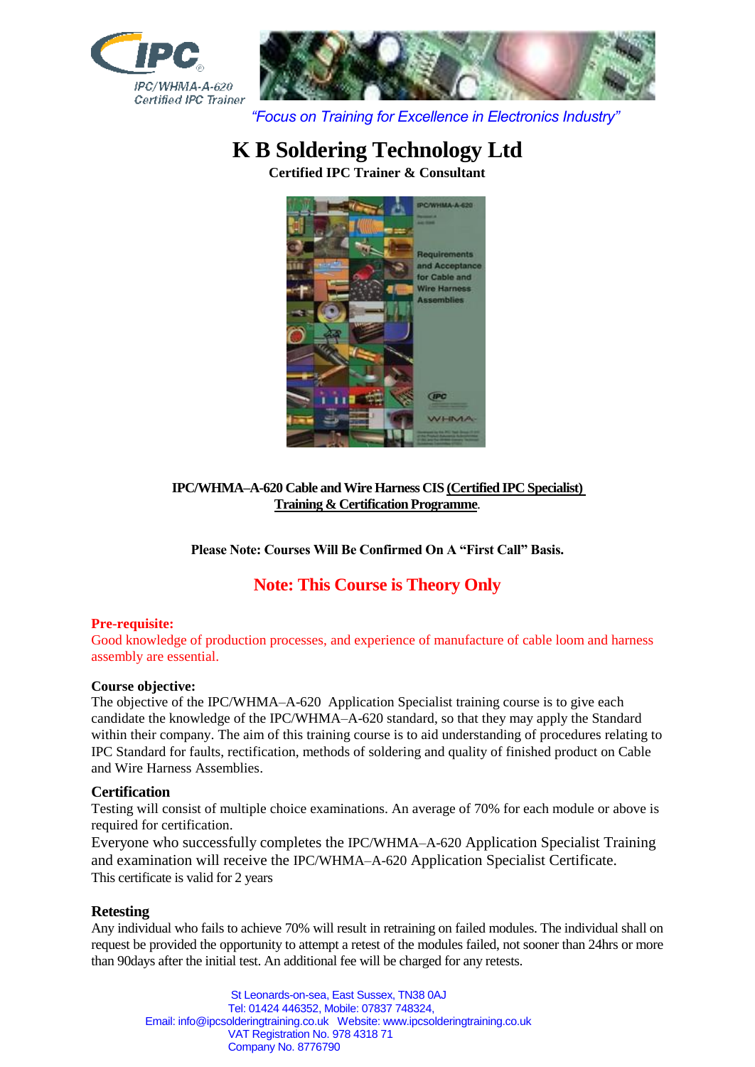IPC/WHMA-A-620 Certified IPC Trainer

*"Focus on Training for Excellence in Electronics Industry"*

# K B Soldering Technology Ltd

**Certified IPC Trainer & Consultant**

**IPC/WHMA–A-620 Cable and Wire Harness CIS (Certified IPC Specialist) Training & Certification Programme.**

**Please Note: Courses Will Be Confirmed On A "First Call" Basis.**

## Note: This Course is Theory Only

**Pre-requisite:**
Good knowledge of production processes, and experience of manufacture of cable loom and harness assembly are essential.

**Course objective:**
The objective of the IPC/WHMA–A-620 Application Specialist training course is to give each candidate the knowledge of the IPC/WHMA–A-620 standard, so that they may apply the Standard within their company. The aim of this training course is to aid understanding of procedures relating to IPC Standard for faults, rectification, methods of soldering and quality of finished product on Cable and Wire Harness Assemblies.

### Certification

Testing will consist of multiple choice examinations. An average of 70% for each module or above is required for certification.
Everyone who successfully completes the IPC/WHMA–A-620 Application Specialist Training and examination will receive the IPC/WHMA–A-620 Application Specialist Certificate.
This certificate is valid for 2 years

### Retesting

Any individual who fails to achieve 70% will result in retraining on failed modules. The individual shall on request be provided the opportunity to attempt a retest of the modules failed, not sooner than 24hrs or more than 90days after the initial test. An additional fee will be charged for any retests.

St Leonards-on-sea, East Sussex, TN38 0AJ
Tel: 01424 446352, Mobile: 07837 748324,
Email: info@ipcsolderingtraining.co.uk Website: www.ipcsolderingtraining.co.uk
VAT Registration No. 978 4318 71
Company No. 8776790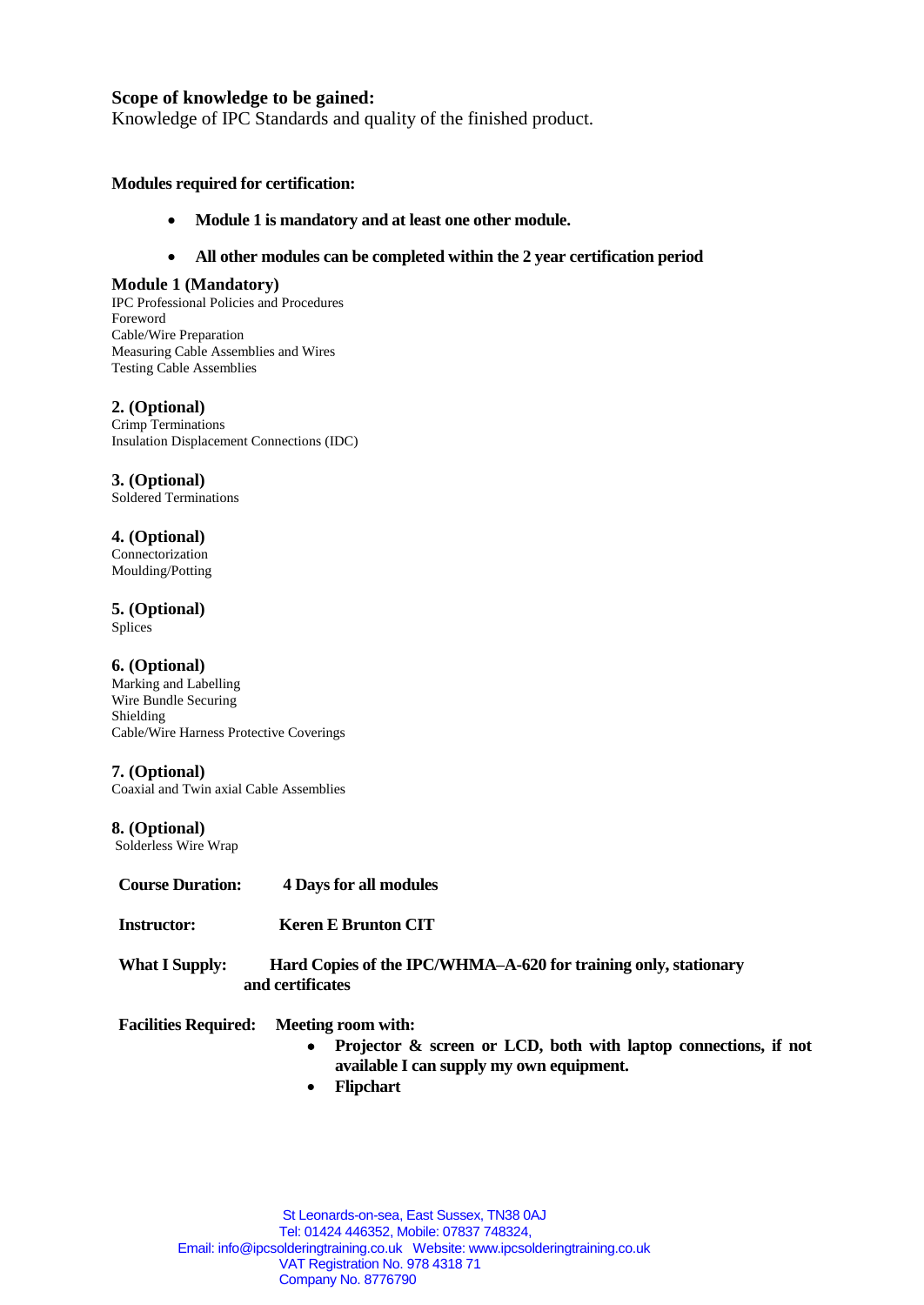**Scope of knowledge to be gained:**
Knowledge of IPC Standards and quality of the finished product.

**Modules required for certification:**

- **Module 1 is mandatory and at least one other module.**
- **All other modules can be completed within the 2 year certification period**

**Module 1 (Mandatory)**
IPC Professional Policies and Procedures
Foreword
Cable/Wire Preparation
Measuring Cable Assemblies and Wires
Testing Cable Assemblies

**2. (Optional)**
Crimp Terminations
Insulation Displacement Connections (IDC)

**3. (Optional)**
Soldered Terminations

**4. (Optional)**
Connectorization
Moulding/Potting

**5. (Optional)**
Splices

**6. (Optional)**
Marking and Labelling
Wire Bundle Securing
Shielding
Cable/Wire Harness Protective Coverings

**7. (Optional)**
Coaxial and Twin axial Cable Assemblies

**8. (Optional)**
Solderless Wire Wrap

**Course Duration:** **4 Days for all modules**

**Instructor:** **Keren E Brunton CIT**

**What I Supply:** **Hard Copies of the IPC/WHMA–A-620 for training only, stationary and certificates**

**Facilities Required:** **Meeting room with:**

- **Projector & screen or LCD, both with laptop connections, if not available I can supply my own equipment.**
- **Flipchart**

St Leonards-on-sea, East Sussex, TN38 0AJ
Tel: 01424 446352, Mobile: 07837 748324,
Email: info@ipcsolderingtraining.co.uk Website: www.ipcsolderingtraining.co.uk
VAT Registration No. 978 4318 71
Company No. 8776790